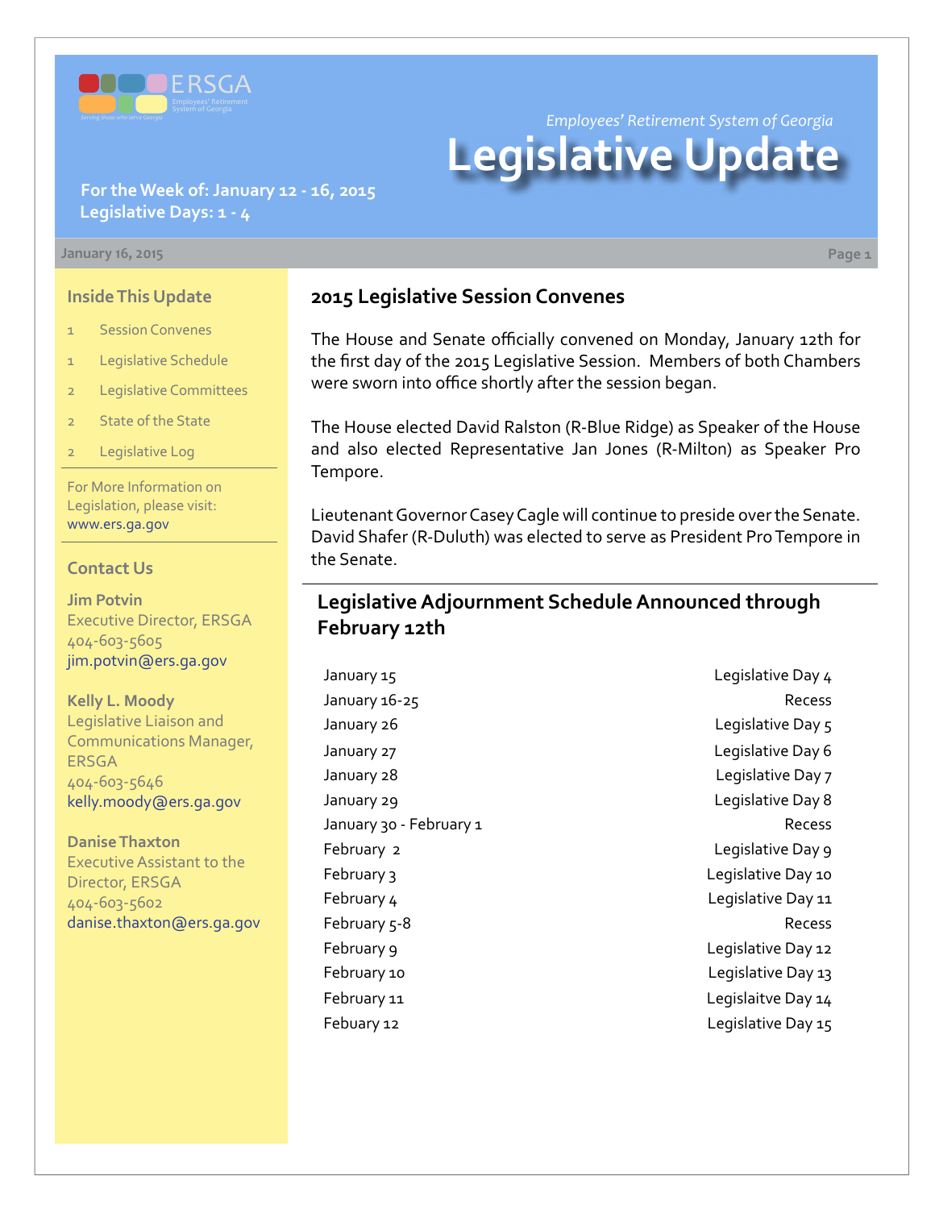Employees' Retirement System of Georgia

# Legislative Update

**For the Week of: January 12 - 16, 2015**
**Legislative Days: 1 - 4**

January 16, 2015

### Inside This Update

- 1 Session Convenes
- 1 Legislative Schedule
- 2 Legislative Committees
- 2 State of the State
- 2 Legislative Log

For More Information on Legislation, please visit: www.ers.ga.gov

### Contact Us

**Jim Potvin**
Executive Director, ERSGA
404-603-5605
jim.potvin@ers.ga.gov

**Kelly L. Moody**
Legislative Liaison and Communications Manager, ERSGA
404-603-5646
kelly.moody@ers.ga.gov

**Danise Thaxton**
Executive Assistant to the Director, ERSGA
404-603-5602
danise.thaxton@ers.ga.gov

## 2015 Legislative Session Convenes

The House and Senate officially convened on Monday, January 12th for the first day of the 2015 Legislative Session. Members of both Chambers were sworn into office shortly after the session began.

The House elected David Ralston (R-Blue Ridge) as Speaker of the House and also elected Representative Jan Jones (R-Milton) as Speaker Pro Tempore.

Lieutenant Governor Casey Cagle will continue to preside over the Senate. David Shafer (R-Duluth) was elected to serve as President Pro Tempore in the Senate.

## Legislative Adjournment Schedule Announced through February 12th

| Date | Day |
|---|---|
| January 15 | Legislative Day 4 |
| January 16-25 | Recess |
| January 26 | Legislative Day 5 |
| January 27 | Legislative Day 6 |
| January 28 | Legislative Day 7 |
| January 29 | Legislative Day 8 |
| January 30 - February 1 | Recess |
| February 2 | Legislative Day 9 |
| February 3 | Legislative Day 10 |
| February 4 | Legislative Day 11 |
| February 5-8 | Recess |
| February 9 | Legislative Day 12 |
| February 10 | Legislative Day 13 |
| February 11 | Legislaitve Day 14 |
| Febuary 12 | Legislative Day 15 |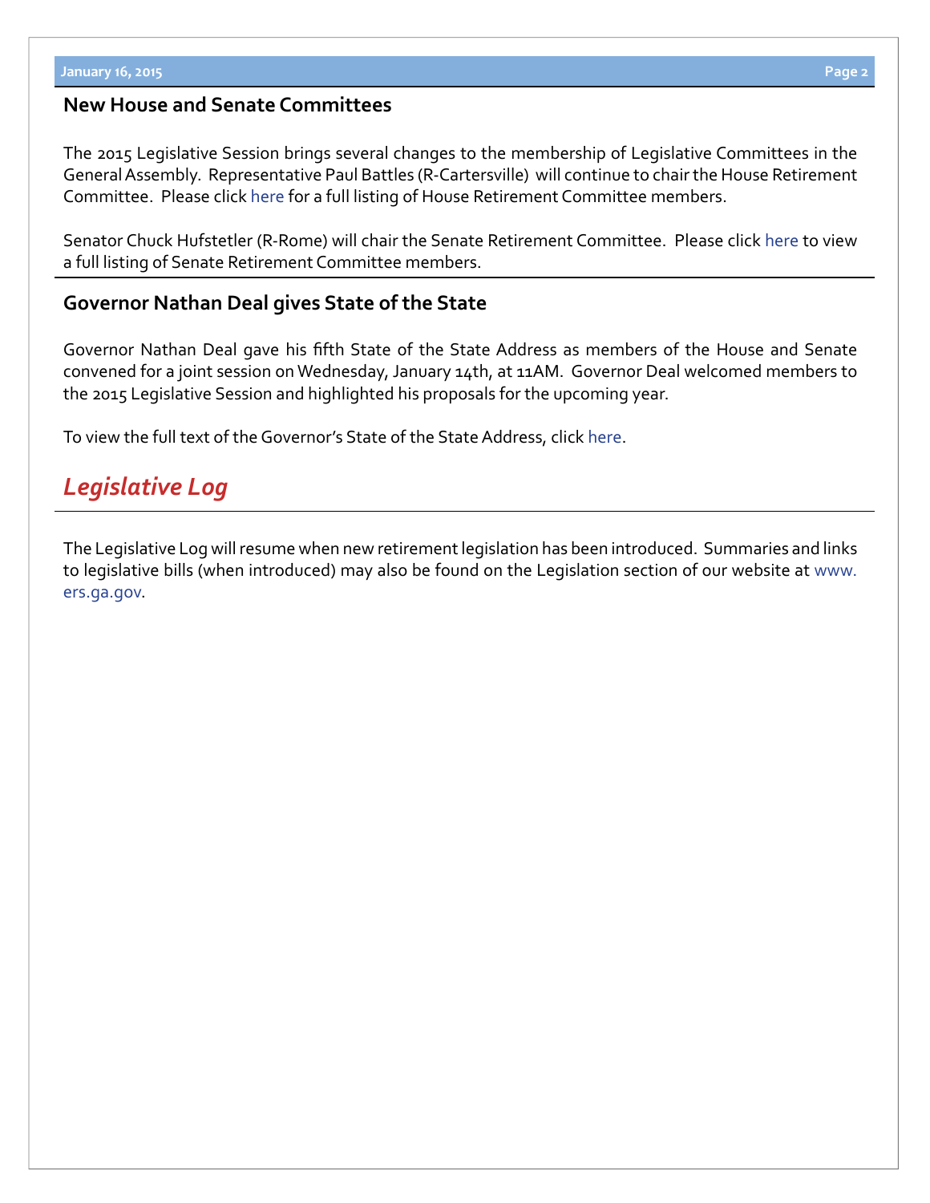## New House and Senate Committees

The 2015 Legislative Session brings several changes to the membership of Legislative Committees in the General Assembly. Representative Paul Battles (R-Cartersville) will continue to chair the House Retirement Committee. Please click here for a full listing of House Retirement Committee members.

Senator Chuck Hufstetler (R-Rome) will chair the Senate Retirement Committee. Please click here to view a full listing of Senate Retirement Committee members.

## Governor Nathan Deal gives State of the State

Governor Nathan Deal gave his fifth State of the State Address as members of the House and Senate convened for a joint session on Wednesday, January 14th, at 11AM. Governor Deal welcomed members to the 2015 Legislative Session and highlighted his proposals for the upcoming year.

To view the full text of the Governor's State of the State Address, click here.

# *Legislative Log*

The Legislative Log will resume when new retirement legislation has been introduced. Summaries and links to legislative bills (when introduced) may also be found on the Legislation section of our website at www.ers.ga.gov.